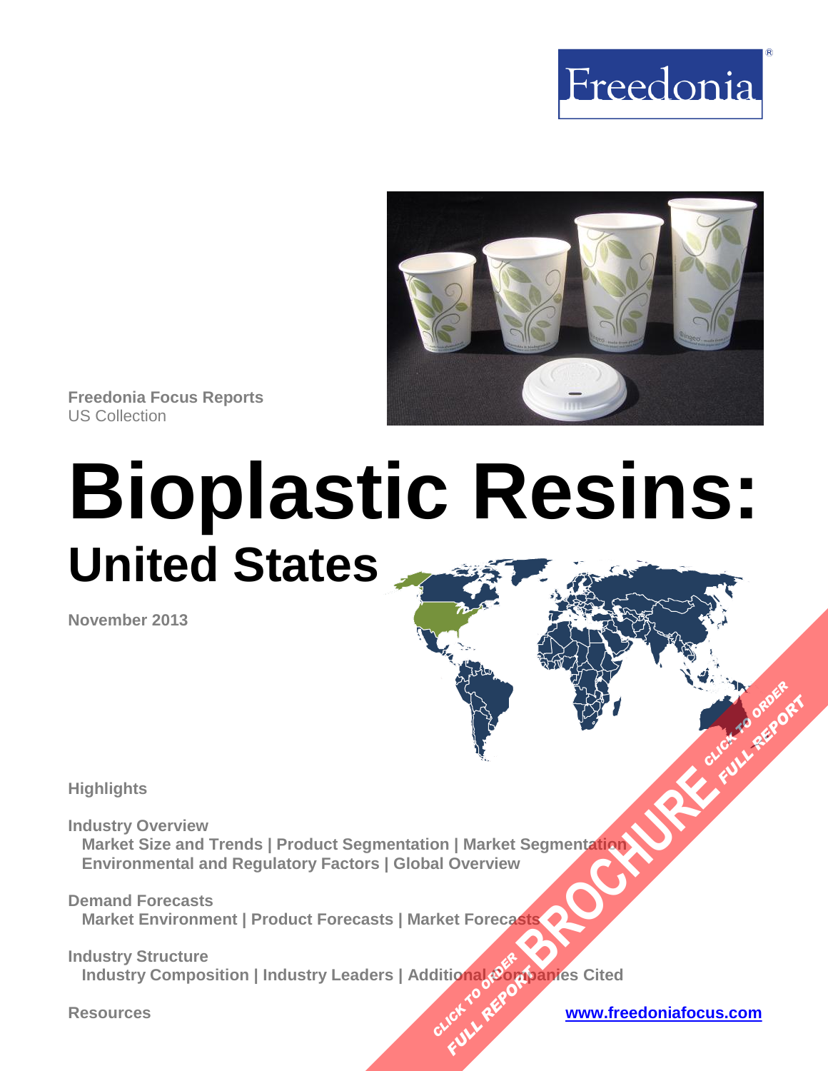Freedonia

Freedonia Focus Reports
US Collection

# Bioplastic Resins:
## United States

November 2013

**Highlights**

**Industry Overview**
Market Size and Trends | Product Segmentation | Market Segmentation
Environmental and Regulatory Factors | Global Overview

**Demand Forecasts**
Market Environment | Product Forecasts | Market Forecasts

**Industry Structure**
Industry Composition | Industry Leaders | Additional Companies Cited

**Resources**

www.freedoniafocus.com

BROCHURE CLICK TO ORDER FULL REPORT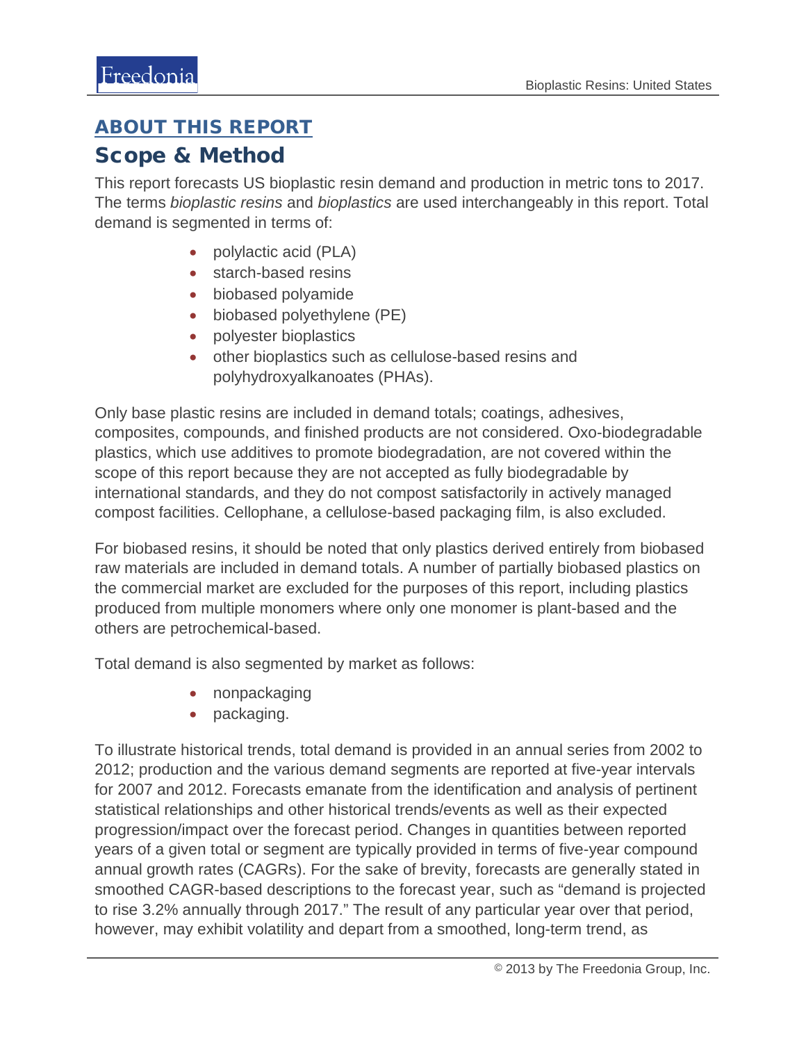## ABOUT THIS REPORT

## Scope & Method

This report forecasts US bioplastic resin demand and production in metric tons to 2017. The terms *bioplastic resins* and *bioplastics* are used interchangeably in this report. Total demand is segmented in terms of:

- polylactic acid (PLA)
- starch-based resins
- biobased polyamide
- biobased polyethylene (PE)
- polyester bioplastics
- other bioplastics such as cellulose-based resins and polyhydroxyalkanoates (PHAs).

Only base plastic resins are included in demand totals; coatings, adhesives, composites, compounds, and finished products are not considered. Oxo-biodegradable plastics, which use additives to promote biodegradation, are not covered within the scope of this report because they are not accepted as fully biodegradable by international standards, and they do not compost satisfactorily in actively managed compost facilities. Cellophane, a cellulose-based packaging film, is also excluded.

For biobased resins, it should be noted that only plastics derived entirely from biobased raw materials are included in demand totals. A number of partially biobased plastics on the commercial market are excluded for the purposes of this report, including plastics produced from multiple monomers where only one monomer is plant-based and the others are petrochemical-based.

Total demand is also segmented by market as follows:

- nonpackaging
- packaging.

To illustrate historical trends, total demand is provided in an annual series from 2002 to 2012; production and the various demand segments are reported at five-year intervals for 2007 and 2012. Forecasts emanate from the identification and analysis of pertinent statistical relationships and other historical trends/events as well as their expected progression/impact over the forecast period. Changes in quantities between reported years of a given total or segment are typically provided in terms of five-year compound annual growth rates (CAGRs). For the sake of brevity, forecasts are generally stated in smoothed CAGR-based descriptions to the forecast year, such as "demand is projected to rise 3.2% annually through 2017." The result of any particular year over that period, however, may exhibit volatility and depart from a smoothed, long-term trend, as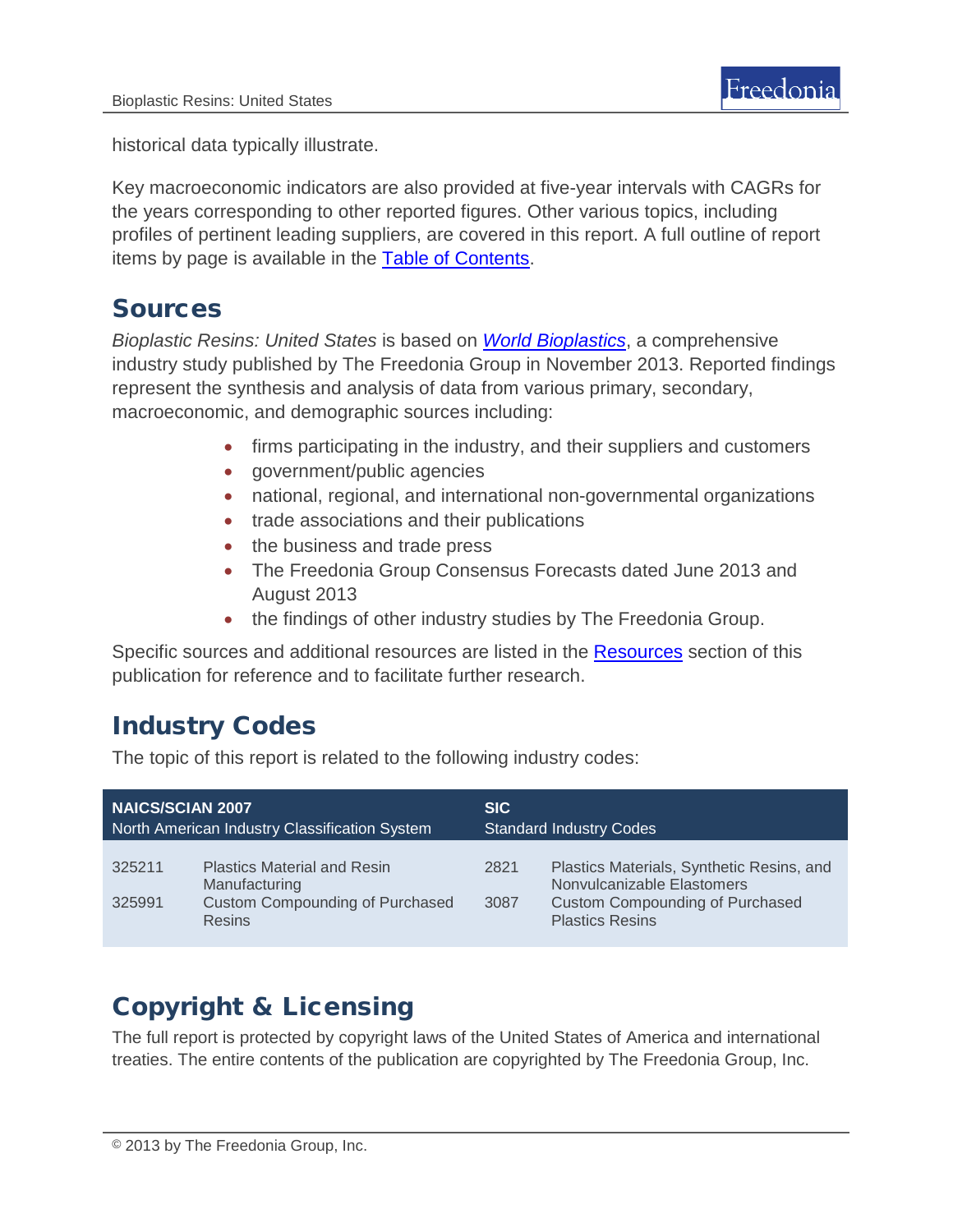historical data typically illustrate.

Key macroeconomic indicators are also provided at five-year intervals with CAGRs for the years corresponding to other reported figures. Other various topics, including profiles of pertinent leading suppliers, are covered in this report. A full outline of report items by page is available in the Table of Contents.

## Sources

*Bioplastic Resins: United States* is based on *World Bioplastics*, a comprehensive industry study published by The Freedonia Group in November 2013. Reported findings represent the synthesis and analysis of data from various primary, secondary, macroeconomic, and demographic sources including:

- firms participating in the industry, and their suppliers and customers
- government/public agencies
- national, regional, and international non-governmental organizations
- trade associations and their publications
- the business and trade press
- The Freedonia Group Consensus Forecasts dated June 2013 and August 2013
- the findings of other industry studies by The Freedonia Group.

Specific sources and additional resources are listed in the Resources section of this publication for reference and to facilitate further research.

## Industry Codes

The topic of this report is related to the following industry codes:

| **NAICS/SCIAN 2007** North American Industry Classification System | | **SIC** Standard Industry Codes | |
|---|---|---|---|
| 325211 | Plastics Material and Resin Manufacturing | 2821 | Plastics Materials, Synthetic Resins, and Nonvulcanizable Elastomers |
| 325991 | Custom Compounding of Purchased Resins | 3087 | Custom Compounding of Purchased Plastics Resins |

## Copyright & Licensing

The full report is protected by copyright laws of the United States of America and international treaties. The entire contents of the publication are copyrighted by The Freedonia Group, Inc.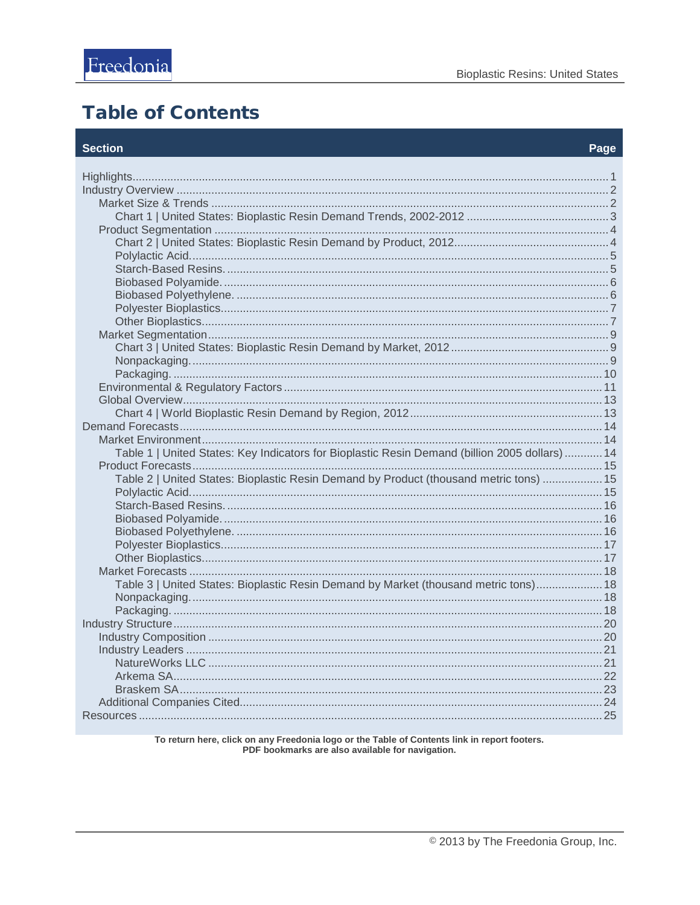# Table of Contents

| Section | Page |
|---|---|
| Highlights | 1 |
| Industry Overview | 2 |
| Market Size & Trends | 2 |
| Chart 1 \| United States: Bioplastic Resin Demand Trends, 2002-2012 | 3 |
| Product Segmentation | 4 |
| Chart 2 \| United States: Bioplastic Resin Demand by Product, 2012 | 4 |
| Polylactic Acid. | 5 |
| Starch-Based Resins. | 5 |
| Biobased Polyamide. | 6 |
| Biobased Polyethylene. | 6 |
| Polyester Bioplastics. | 7 |
| Other Bioplastics. | 7 |
| Market Segmentation | 9 |
| Chart 3 \| United States: Bioplastic Resin Demand by Market, 2012 | 9 |
| Nonpackaging. | 9 |
| Packaging. | 10 |
| Environmental & Regulatory Factors | 11 |
| Global Overview | 13 |
| Chart 4 \| World Bioplastic Resin Demand by Region, 2012 | 13 |
| Demand Forecasts | 14 |
| Market Environment | 14 |
| Table 1 \| United States: Key Indicators for Bioplastic Resin Demand (billion 2005 dollars) | 14 |
| Product Forecasts | 15 |
| Table 2 \| United States: Bioplastic Resin Demand by Product (thousand metric tons) | 15 |
| Polylactic Acid. | 15 |
| Starch-Based Resins. | 16 |
| Biobased Polyamide. | 16 |
| Biobased Polyethylene. | 16 |
| Polyester Bioplastics. | 17 |
| Other Bioplastics. | 17 |
| Market Forecasts | 18 |
| Table 3 \| United States: Bioplastic Resin Demand by Market (thousand metric tons) | 18 |
| Nonpackaging. | 18 |
| Packaging. | 18 |
| Industry Structure | 20 |
| Industry Composition | 20 |
| Industry Leaders | 21 |
| NatureWorks LLC | 21 |
| Arkema SA | 22 |
| Braskem SA | 23 |
| Additional Companies Cited | 24 |
| Resources | 25 |

**To return here, click on any Freedonia logo or the Table of Contents link in report footers.**
**PDF bookmarks are also available for navigation.**